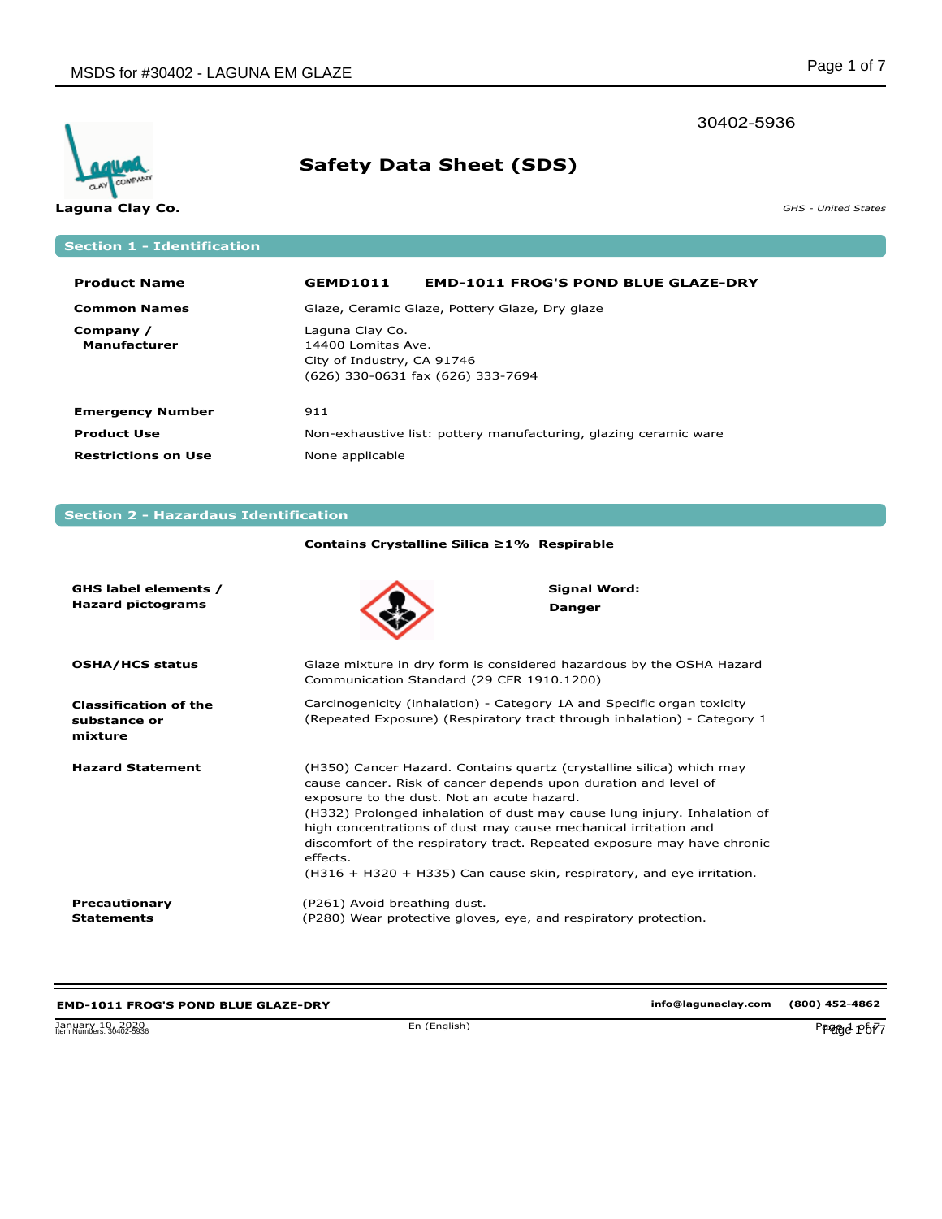30402-5936

# Safety Data Sheet (SDS)

**Laguna Clay Co.**

*GHS - United States*

## Section 1 - Identification

| | |
|---|---|
| **Product Name** | **GEMD1011 EMD-1011 FROG'S POND BLUE GLAZE-DRY** |
| **Common Names** | Glaze, Ceramic Glaze, Pottery Glaze, Dry glaze |
| **Company / Manufacturer** | Laguna Clay Co.<br>14400 Lomitas Ave.<br>City of Industry, CA 91746<br>(626) 330-0631 fax (626) 333-7694 |
| **Emergency Number** | 911 |
| **Product Use** | Non-exhaustive list: pottery manufacturing, glazing ceramic ware |
| **Restrictions on Use** | None applicable |

## Section 2 - Hazardaus Identification

**Contains Crystalline Silica ≥1% Respirable**

**GHS label elements / Hazard pictograms**

**Signal Word:** **Danger**

| | |
|---|---|
| **OSHA/HCS status** | Glaze mixture in dry form is considered hazardous by the OSHA Hazard Communication Standard (29 CFR 1910.1200) |
| **Classification of the substance or mixture** | Carcinogenicity (inhalation) - Category 1A and Specific organ toxicity (Repeated Exposure) (Respiratory tract through inhalation) - Category 1 |
| **Hazard Statement** | (H350) Cancer Hazard. Contains quartz (crystalline silica) which may cause cancer. Risk of cancer depends upon duration and level of exposure to the dust. Not an acute hazard.<br>(H332) Prolonged inhalation of dust may cause lung injury. Inhalation of high concentrations of dust may cause mechanical irritation and discomfort of the respiratory tract. Repeated exposure may have chronic effects.<br>(H316 + H320 + H335) Can cause skin, respiratory, and eye irritation. |
| **Precautionary Statements** | (P261) Avoid breathing dust.<br>(P280) Wear protective gloves, eye, and respiratory protection. |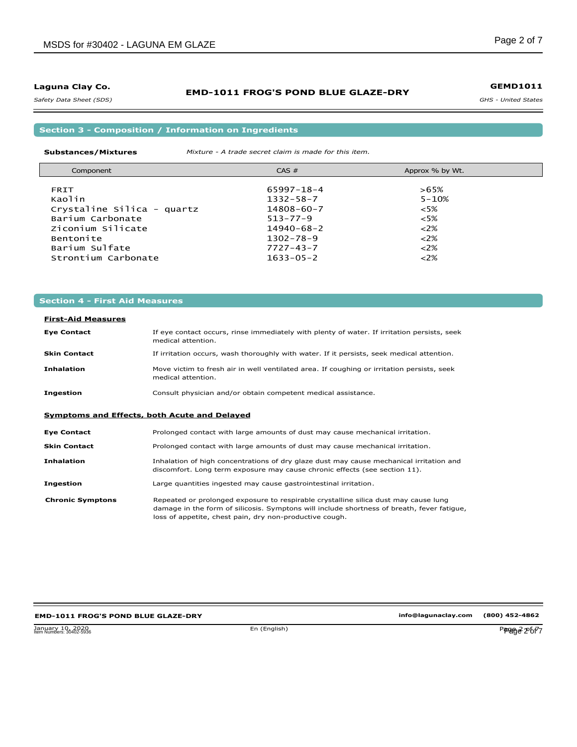## Section 3 - Composition / Information on Ingredients

**Substances/Mixtures** *Mixture - A trade secret claim is made for this item.*

| Component | CAS # | Approx % by Wt. |
|---|---|---|
| FRIT | 65997-18-4 | >65% |
| Kaolin | 1332-58-7 | 5-10% |
| Crystaline Silica - quartz | 14808-60-7 | <5% |
| Barium Carbonate | 513-77-9 | <5% |
| Ziconium Silicate | 14940-68-2 | <2% |
| Bentonite | 1302-78-9 | <2% |
| Barium Sulfate | 7727-43-7 | <2% |
| Strontium Carbonate | 1633-05-2 | <2% |

## Section 4 - First Aid Measures

### First-Aid Measures

**Eye Contact** If eye contact occurs, rinse immediately with plenty of water. If irritation persists, seek medical attention.

**Skin Contact** If irritation occurs, wash thoroughly with water. If it persists, seek medical attention.

**Inhalation** Move victim to fresh air in well ventilated area. If coughing or irritation persists, seek medical attention.

**Ingestion** Consult physician and/or obtain competent medical assistance.

### Symptoms and Effects, both Acute and Delayed

**Eye Contact** Prolonged contact with large amounts of dust may cause mechanical irritation.

**Skin Contact** Prolonged contact with large amounts of dust may cause mechanical irritation.

**Inhalation** Inhalation of high concentrations of dry glaze dust may cause mechanical irritation and discomfort. Long term exposure may cause chronic effects (see section 11).

**Ingestion** Large quantities ingested may cause gastrointestinal irritation.

**Chronic Symptons** Repeated or prolonged exposure to respirable crystalline silica dust may cause lung damage in the form of silicosis. Symptons will include shortness of breath, fever fatigue, loss of appetite, chest pain, dry non-productive cough.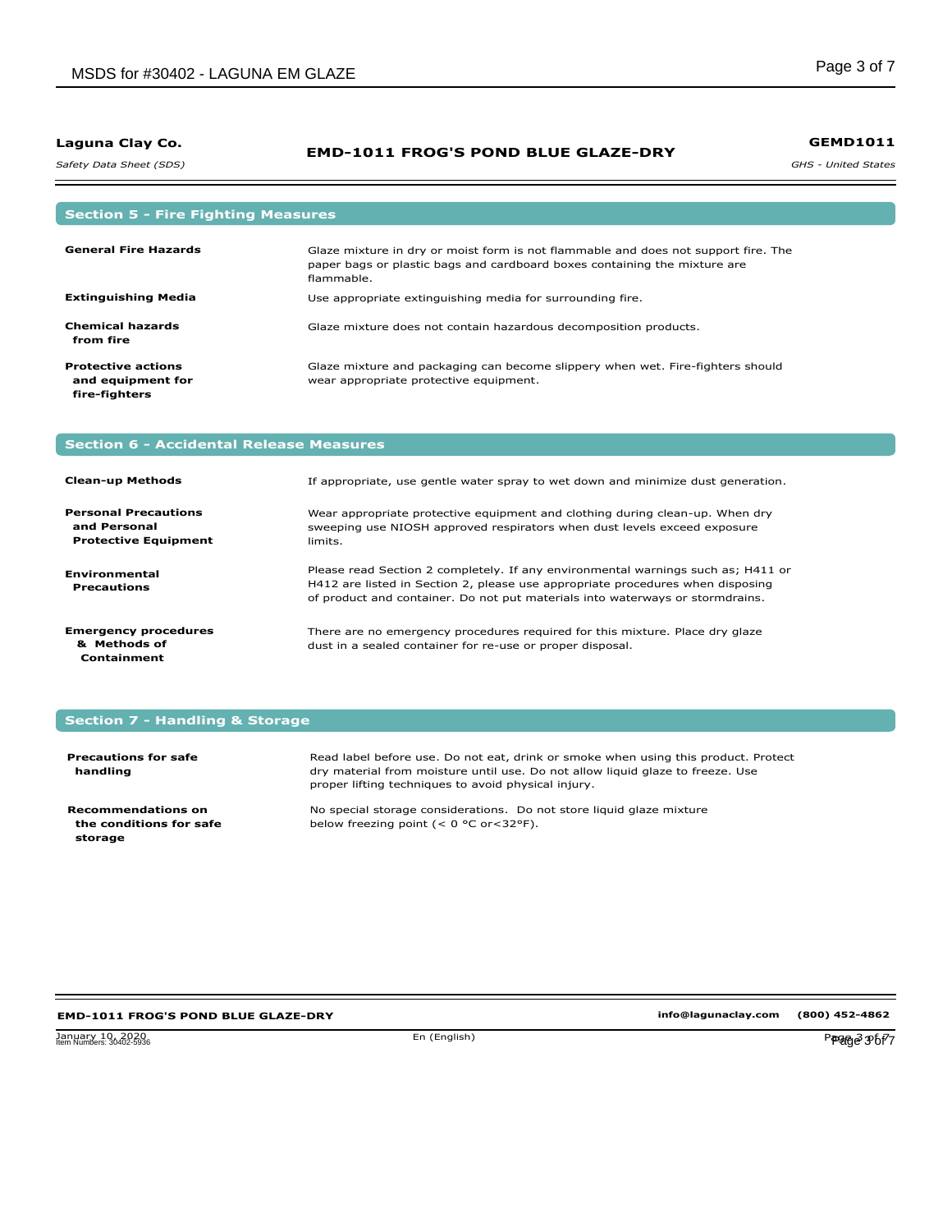## Section 5 - Fire Fighting Measures

| | |
|---|---|
| **General Fire Hazards** | Glaze mixture in dry or moist form is not flammable and does not support fire. The paper bags or plastic bags and cardboard boxes containing the mixture are flammable. |
| **Extinguishing Media** | Use appropriate extinguishing media for surrounding fire. |
| **Chemical hazards from fire** | Glaze mixture does not contain hazardous decomposition products. |
| **Protective actions and equipment for fire-fighters** | Glaze mixture and packaging can become slippery when wet. Fire-fighters should wear appropriate protective equipment. |

## Section 6 - Accidental Release Measures

| | |
|---|---|
| **Clean-up Methods** | If appropriate, use gentle water spray to wet down and minimize dust generation. |
| **Personal Precautions and Personal Protective Equipment** | Wear appropriate protective equipment and clothing during clean-up. When dry sweeping use NIOSH approved respirators when dust levels exceed exposure limits. |
| **Environmental Precautions** | Please read Section 2 completely. If any environmental warnings such as; H411 or H412 are listed in Section 2, please use appropriate procedures when disposing of product and container. Do not put materials into waterways or stormdrains. |
| **Emergency procedures & Methods of Containment** | There are no emergency procedures required for this mixture. Place dry glaze dust in a sealed container for re-use or proper disposal. |

## Section 7 - Handling & Storage

| | |
|---|---|
| **Precautions for safe handling** | Read label before use. Do not eat, drink or smoke when using this product. Protect dry material from moisture until use. Do not allow liquid glaze to freeze. Use proper lifting techniques to avoid physical injury. |
| **Recommendations on the conditions for safe storage** | No special storage considerations. Do not store liquid glaze mixture below freezing point (< 0 °C or<32°F). |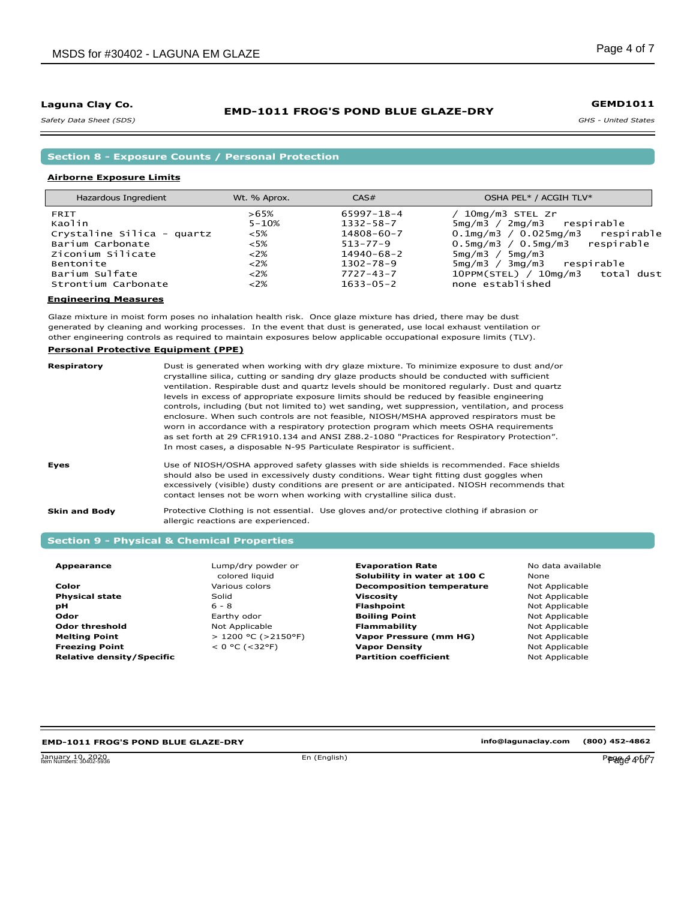**Laguna Clay Co.**

*Safety Data Sheet (SDS)*

**EMD-1011 FROG'S POND BLUE GLAZE-DRY**

**GEMD1011**

*GHS - United States*

## Section 8 - Exposure Counts / Personal Protection

### Airborne Exposure Limits

| Hazardous Ingredient | Wt. % Aprox. | CAS# | OSHA PEL* / ACGIH TLV* |
|---|---|---|---|
| FRIT | >65% | 65997-18-4 | / 10mg/m3 STEL Zr |
| Kaolin | 5-10% | 1332-58-7 | 5mg/m3 / 2mg/m3 respirable |
| Crystaline Silica - quartz | <5% | 14808-60-7 | 0.1mg/m3 / 0.025mg/m3 respirable |
| Barium Carbonate | <5% | 513-77-9 | 0.5mg/m3 / 0.5mg/m3 respirable |
| Ziconium Silicate | <2% | 14940-68-2 | 5mg/m3 / 5mg/m3 |
| Bentonite | <2% | 1302-78-9 | 5mg/m3 / 3mg/m3 respirable |
| Barium Sulfate | <2% | 7727-43-7 | 10PPM(STEL) / 10mg/m3 total dust |
| Strontium Carbonate | <2% | 1633-05-2 | none established |

### Engineering Measures

Glaze mixture in moist form poses no inhalation health risk. Once glaze mixture has dried, there may be dust generated by cleaning and working processes. In the event that dust is generated, use local exhaust ventilation or other engineering controls as required to maintain exposures below applicable occupational exposure limits (TLV).

### Personal Protective Equipment (PPE)

**Respiratory**

Dust is generated when working with dry glaze mixture. To minimize exposure to dust and/or crystalline silica, cutting or sanding dry glaze products should be conducted with sufficient ventilation. Respirable dust and quartz levels should be monitored regularly. Dust and quartz levels in excess of appropriate exposure limits should be reduced by feasible engineering controls, including (but not limited to) wet sanding, wet suppression, ventilation, and process enclosure. When such controls are not feasible, NIOSH/MSHA approved respirators must be worn in accordance with a respiratory protection program which meets OSHA requirements as set forth at 29 CFR1910.134 and ANSI Z88.2-1080 "Practices for Respiratory Protection". In most cases, a disposable N-95 Particulate Respirator is sufficient.

**Eyes**

Use of NIOSH/OSHA approved safety glasses with side shields is recommended. Face shields should also be used in excessively dusty conditions. Wear tight fitting dust goggles when excessively (visible) dusty conditions are present or are anticipated. NIOSH recommends that contact lenses not be worn when working with crystalline silica dust.

**Skin and Body**

Protective Clothing is not essential. Use gloves and/or protective clothing if abrasion or allergic reactions are experienced.

## Section 9 - Physical & Chemical Properties

| Property | Value | Property | Value |
|---|---|---|---|
| **Appearance** | Lump/dry powder or colored liquid | **Evaporation Rate** | No data available |
| | | **Solubility in water at 100 C** | None |
| **Color** | Various colors | **Decomposition temperature** | Not Applicable |
| **Physical state** | Solid | **Viscosity** | Not Applicable |
| **pH** | 6 - 8 | **Flashpoint** | Not Applicable |
| **Odor** | Earthy odor | **Boiling Point** | Not Applicable |
| **Odor threshold** | Not Applicable | **Flammability** | Not Applicable |
| **Melting Point** | > 1200 °C (>2150°F) | **Vapor Pressure (mm HG)** | Not Applicable |
| **Freezing Point** | < 0 °C (<32°F) | **Vapor Density** | Not Applicable |
| **Relative density/Specific** | | **Partition coefficient** | Not Applicable |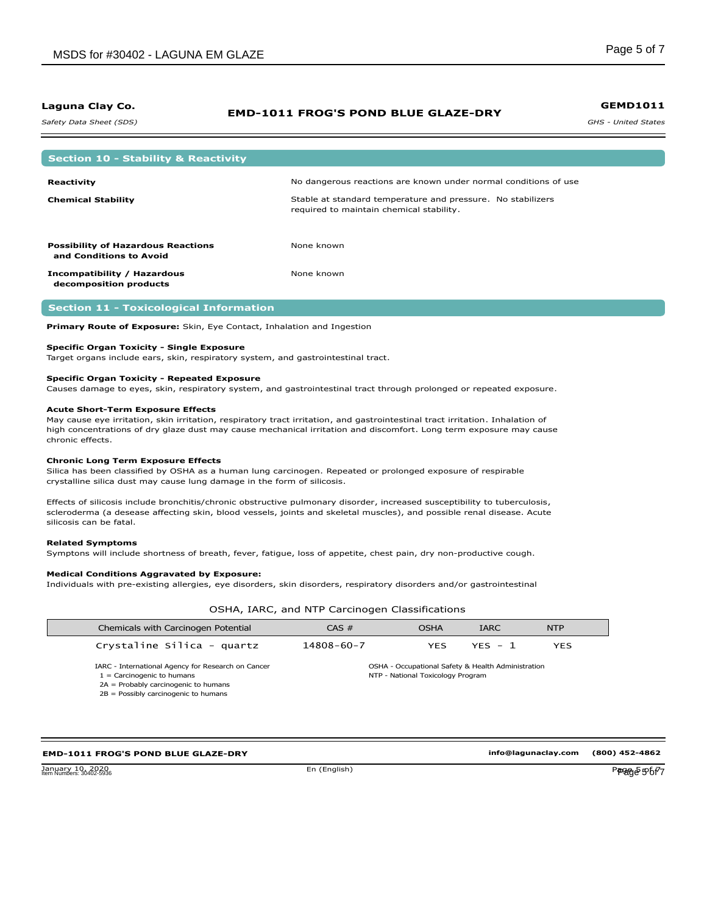## Section 10 - Stability & Reactivity

| | |
|---|---|
| **Reactivity** | No dangerous reactions are known under normal conditions of use |
| **Chemical Stability** | Stable at standard temperature and pressure. No stabilizers required to maintain chemical stability. |
| **Possibility of Hazardous Reactions and Conditions to Avoid** | None known |
| **Incompatibility / Hazardous decomposition products** | None known |

## Section 11 - Toxicological Information

**Primary Route of Exposure:** Skin, Eye Contact, Inhalation and Ingestion

**Specific Organ Toxicity - Single Exposure**
Target organs include ears, skin, respiratory system, and gastrointestinal tract.

**Specific Organ Toxicity - Repeated Exposure**
Causes damage to eyes, skin, respiratory system, and gastrointestinal tract through prolonged or repeated exposure.

**Acute Short-Term Exposure Effects**
May cause eye irritation, skin irritation, respiratory tract irritation, and gastrointestinal tract irritation. Inhalation of high concentrations of dry glaze dust may cause mechanical irritation and discomfort. Long term exposure may cause chronic effects.

**Chronic Long Term Exposure Effects**
Silica has been classified by OSHA as a human lung carcinogen. Repeated or prolonged exposure of respirable crystalline silica dust may cause lung damage in the form of silicosis.

Effects of silicosis include bronchitis/chronic obstructive pulmonary disorder, increased susceptibility to tuberculosis, scleroderma (a desease affecting skin, blood vessels, joints and skeletal muscles), and possible renal disease. Acute silicosis can be fatal.

**Related Symptoms**
Symptons will include shortness of breath, fever, fatigue, loss of appetite, chest pain, dry non-productive cough.

**Medical Conditions Aggravated by Exposure:**
Individuals with pre-existing allergies, eye disorders, skin disorders, respiratory disorders and/or gastrointestinal

OSHA, IARC, and NTP Carcinogen Classifications

| Chemicals with Carcinogen Potential | CAS # | OSHA | IARC | NTP |
|---|---|---|---|---|
| Crystaline Silica - quartz | 14808-60-7 | YES | YES - 1 | YES |

IARC - International Agency for Research on Cancer
1 = Carcinogenic to humans
2A = Probably carcinogenic to humans
2B = Possibly carcinogenic to humans

OSHA - Occupational Safety & Health Administration
NTP - National Toxicology Program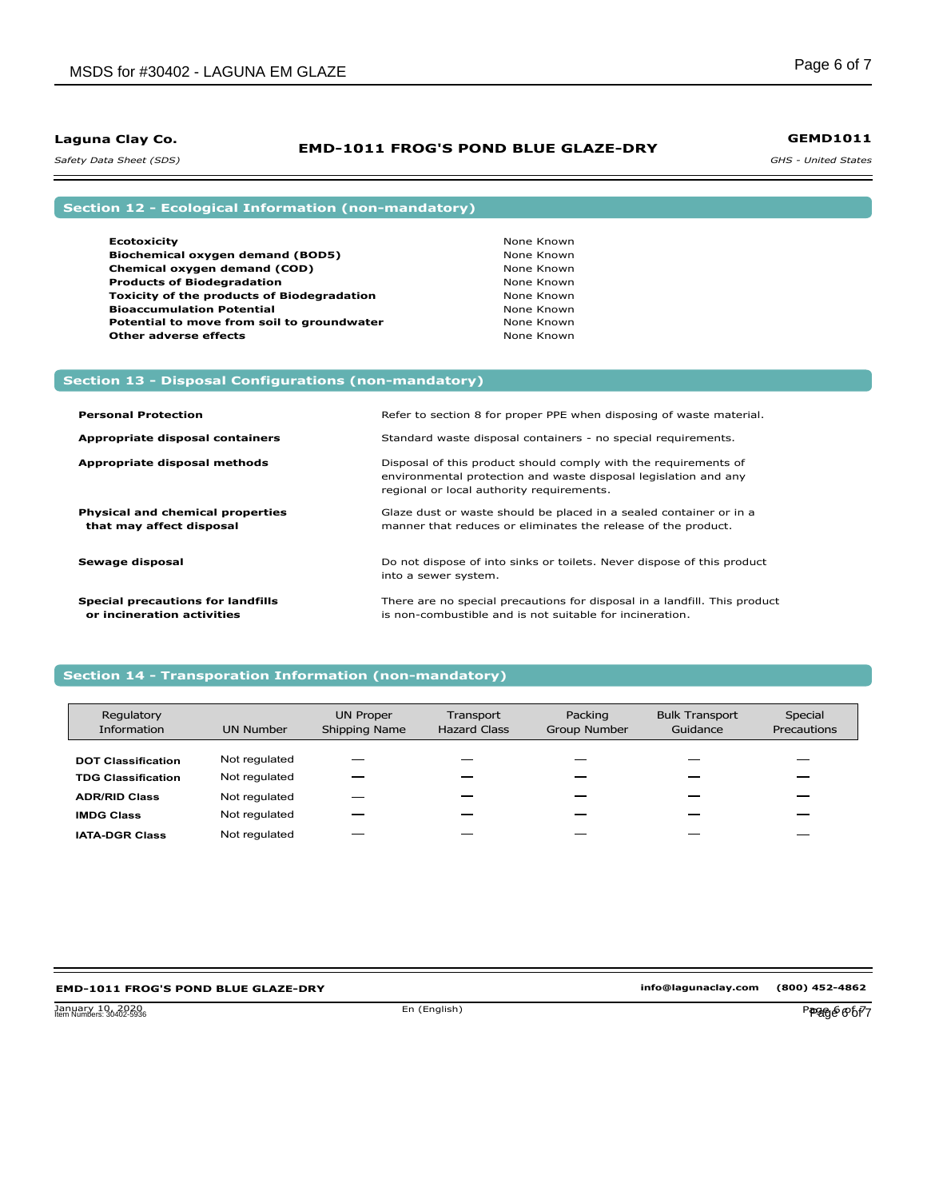## Section 12 - Ecological Information (non-mandatory)

| | |
|---|---|
| **Ecotoxicity** | None Known |
| **Biochemical oxygen demand (BOD5)** | None Known |
| **Chemical oxygen demand (COD)** | None Known |
| **Products of Biodegradation** | None Known |
| **Toxicity of the products of Biodegradation** | None Known |
| **Bioaccumulation Potential** | None Known |
| **Potential to move from soil to groundwater** | None Known |
| **Other adverse effects** | None Known |

## Section 13 - Disposal Configurations (non-mandatory)

| | |
|---|---|
| **Personal Protection** | Refer to section 8 for proper PPE when disposing of waste material. |
| **Appropriate disposal containers** | Standard waste disposal containers - no special requirements. |
| **Appropriate disposal methods** | Disposal of this product should comply with the requirements of environmental protection and waste disposal legislation and any regional or local authority requirements. |
| **Physical and chemical properties that may affect disposal** | Glaze dust or waste should be placed in a sealed container or in a manner that reduces or eliminates the release of the product. |
| **Sewage disposal** | Do not dispose of into sinks or toilets. Never dispose of this product into a sewer system. |
| **Special precautions for landfills or incineration activities** | There are no special precautions for disposal in a landfill. This product is non-combustible and is not suitable for incineration. |

## Section 14 - Transporation Information (non-mandatory)

| Regulatory Information | UN Number | UN Proper Shipping Name | Transport Hazard Class | Packing Group Number | Bulk Transport Guidance | Special Precautions |
|---|---|---|---|---|---|---|
| **DOT Classification** | Not regulated | — | — | — | — | — |
| **TDG Classification** | Not regulated | — | — | — | — | — |
| **ADR/RID Class** | Not regulated | — | — | — | — | — |
| **IMDG Class** | Not regulated | — | — | — | — | — |
| **IATA-DGR Class** | Not regulated | — | — | — | — | — |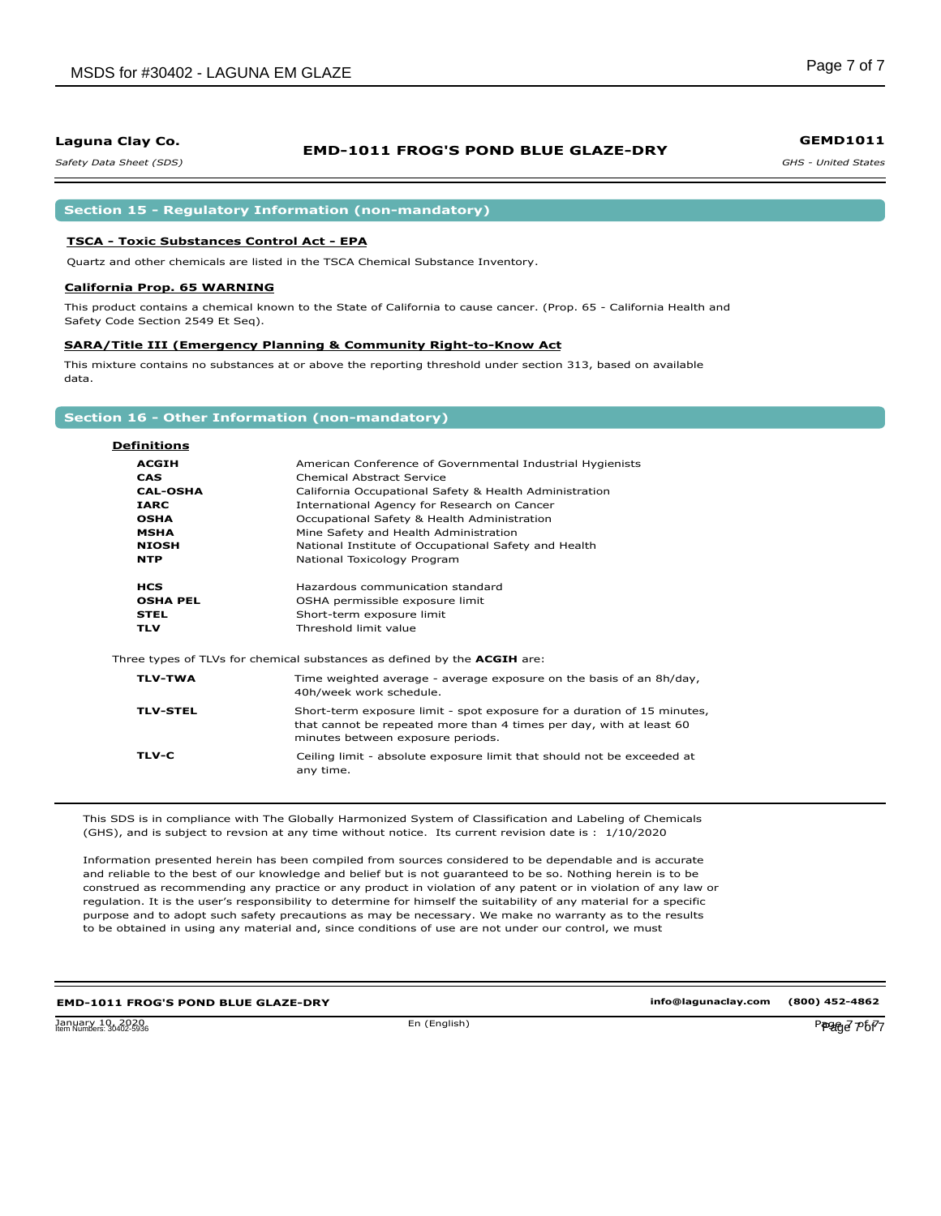## Section 15 - Regulatory Information (non-mandatory)

**TSCA - Toxic Substances Control Act - EPA**

Quartz and other chemicals are listed in the TSCA Chemical Substance Inventory.

**California Prop. 65 WARNING**

This product contains a chemical known to the State of California to cause cancer. (Prop. 65 - California Health and Safety Code Section 2549 Et Seq).

**SARA/Title III (Emergency Planning & Community Right-to-Know Act**

This mixture contains no substances at or above the reporting threshold under section 313, based on available data.

## Section 16 - Other Information (non-mandatory)

**Definitions**

| | |
|---|---|
| **ACGIH** | American Conference of Governmental Industrial Hygienists |
| **CAS** | Chemical Abstract Service |
| **CAL-OSHA** | California Occupational Safety & Health Administration |
| **IARC** | International Agency for Research on Cancer |
| **OSHA** | Occupational Safety & Health Administration |
| **MSHA** | Mine Safety and Health Administration |
| **NIOSH** | National Institute of Occupational Safety and Health |
| **NTP** | National Toxicology Program |
| **HCS** | Hazardous communication standard |
| **OSHA PEL** | OSHA permissible exposure limit |
| **STEL** | Short-term exposure limit |
| **TLV** | Threshold limit value |

Three types of TLVs for chemical substances as defined by the **ACGIH** are:

| | |
|---|---|
| **TLV-TWA** | Time weighted average - average exposure on the basis of an 8h/day, 40h/week work schedule. |
| **TLV-STEL** | Short-term exposure limit - spot exposure for a duration of 15 minutes, that cannot be repeated more than 4 times per day, with at least 60 minutes between exposure periods. |
| **TLV-C** | Ceiling limit - absolute exposure limit that should not be exceeded at any time. |

This SDS is in compliance with The Globally Harmonized System of Classification and Labeling of Chemicals (GHS), and is subject to revsion at any time without notice. Its current revision date is : 1/10/2020

Information presented herein has been compiled from sources considered to be dependable and is accurate and reliable to the best of our knowledge and belief but is not guaranteed to be so. Nothing herein is to be construed as recommending any practice or any product in violation of any patent or in violation of any law or regulation. It is the user's responsibility to determine for himself the suitability of any material for a specific purpose and to adopt such safety precautions as may be necessary. We make no warranty as to the results to be obtained in using any material and, since conditions of use are not under our control, we must